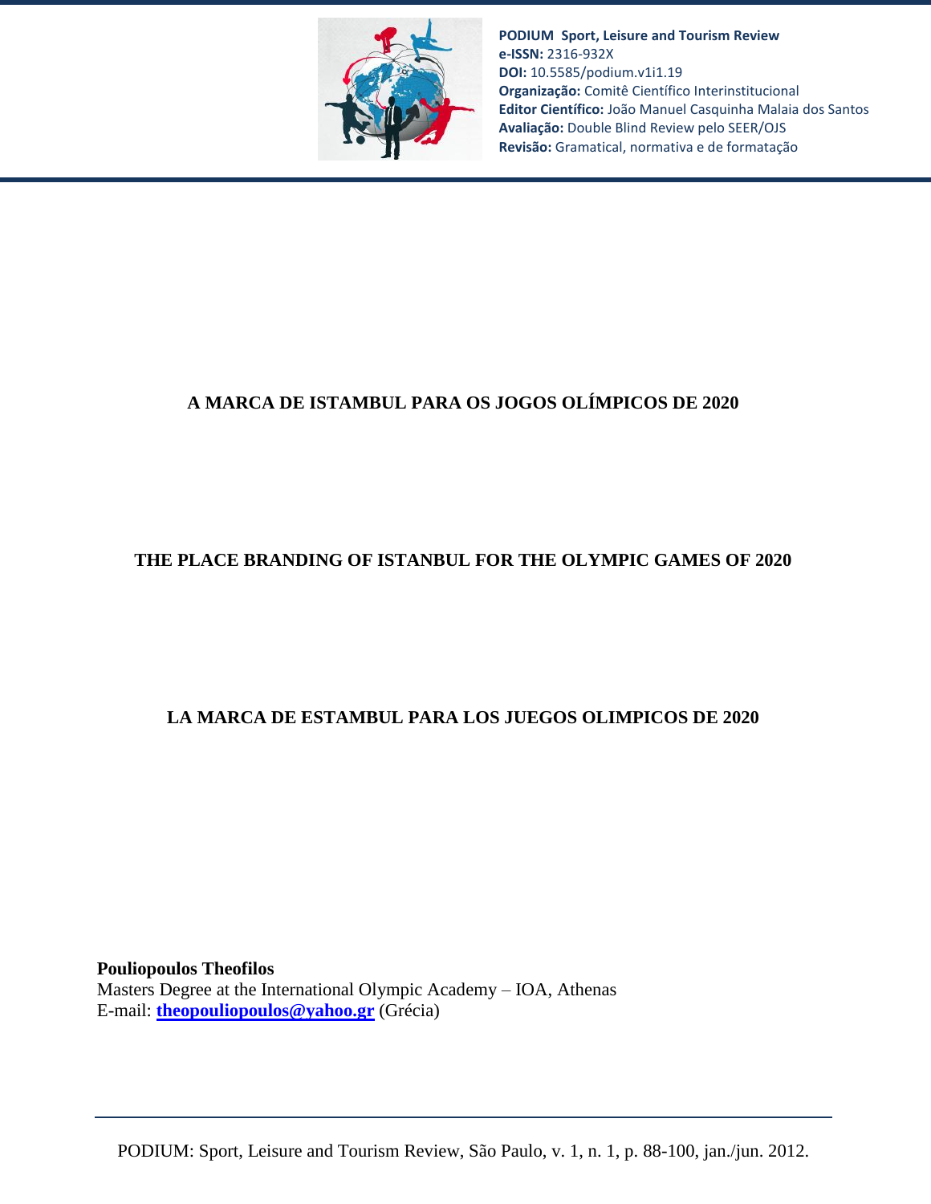**PODIUM Sport, Leisure and Tourism Review**
**e-ISSN:** 2316-932X
**DOI:** 10.5585/podium.v1i1.19
**Organização:** Comitê Científico Interinstitucional
**Editor Científico:** João Manuel Casquinha Malaia dos Santos
**Avaliação:** Double Blind Review pelo SEER/OJS
**Revisão:** Gramatical, normativa e de formatação

# A MARCA DE ISTAMBUL PARA OS JOGOS OLÍMPICOS DE 2020

# THE PLACE BRANDING OF ISTANBUL FOR THE OLYMPIC GAMES OF 2020

# LA MARCA DE ESTAMBUL PARA LOS JUEGOS OLIMPICOS DE 2020

**Pouliopoulos Theofilos**
Masters Degree at the International Olympic Academy – IOA, Athenas
E-mail: **theopouliopoulos@yahoo.gr** (Grécia)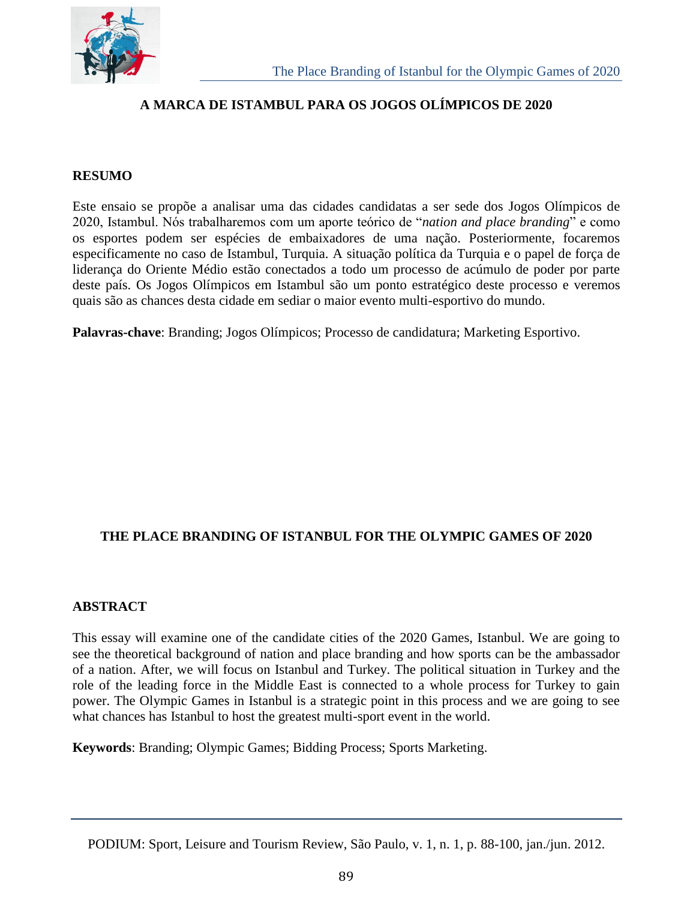# A MARCA DE ISTAMBUL PARA OS JOGOS OLÍMPICOS DE 2020

## RESUMO

Este ensaio se propõe a analisar uma das cidades candidatas a ser sede dos Jogos Olímpicos de 2020, Istambul. Nós trabalharemos com um aporte teórico de "*nation and place branding*" e como os esportes podem ser espécies de embaixadores de uma nação. Posteriormente, focaremos especificamente no caso de Istambul, Turquia. A situação política da Turquia e o papel de força de liderança do Oriente Médio estão conectados a todo um processo de acúmulo de poder por parte deste país. Os Jogos Olímpicos em Istambul são um ponto estratégico deste processo e veremos quais são as chances desta cidade em sediar o maior evento multi-esportivo do mundo.

**Palavras-chave**: Branding; Jogos Olímpicos; Processo de candidatura; Marketing Esportivo.

# THE PLACE BRANDING OF ISTANBUL FOR THE OLYMPIC GAMES OF 2020

## ABSTRACT

This essay will examine one of the candidate cities of the 2020 Games, Istanbul. We are going to see the theoretical background of nation and place branding and how sports can be the ambassador of a nation. After, we will focus on Istanbul and Turkey. The political situation in Turkey and the role of the leading force in the Middle East is connected to a whole process for Turkey to gain power. The Olympic Games in Istanbul is a strategic point in this process and we are going to see what chances has Istanbul to host the greatest multi-sport event in the world.

**Keywords**: Branding; Olympic Games; Bidding Process; Sports Marketing.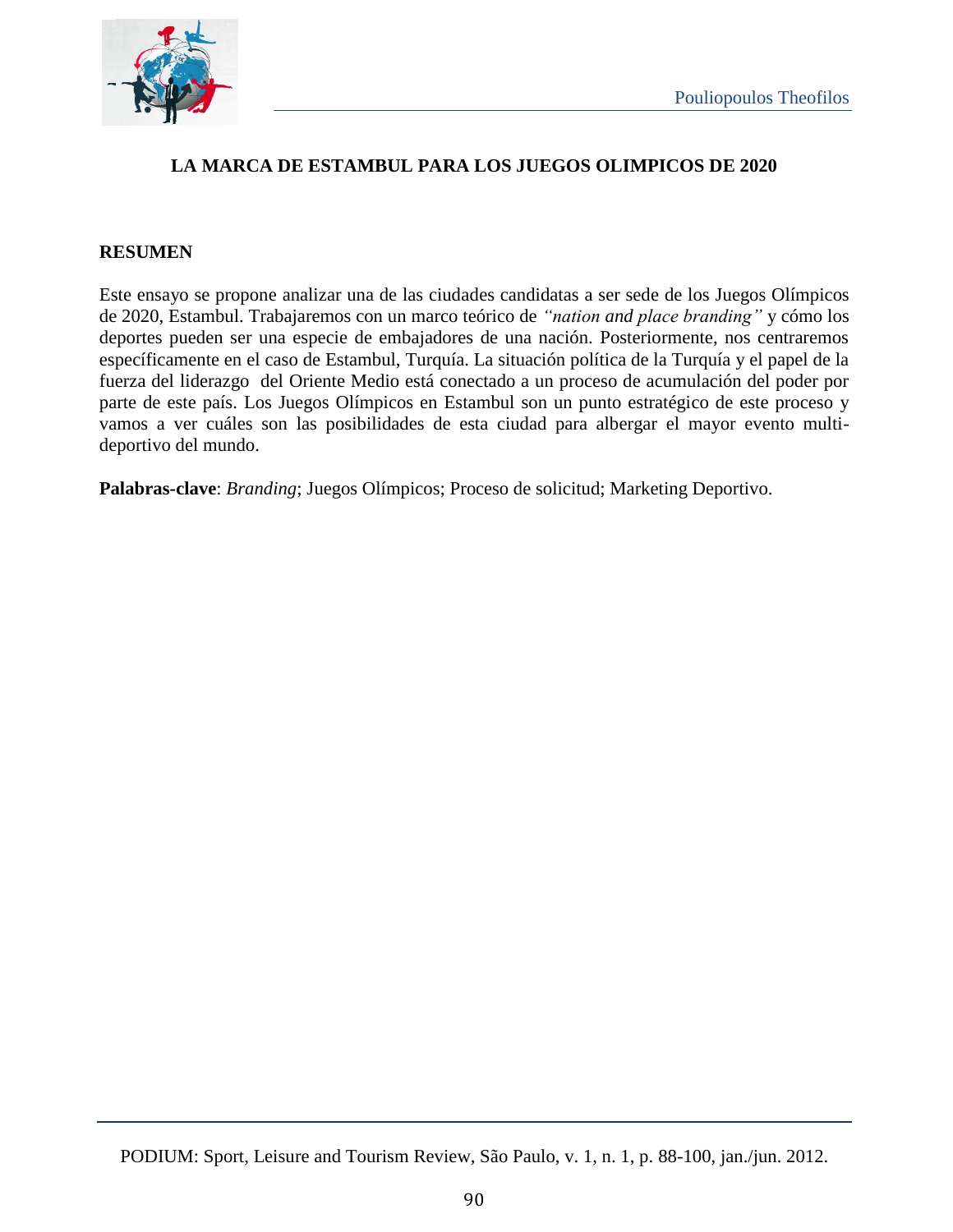## LA MARCA DE ESTAMBUL PARA LOS JUEGOS OLIMPICOS DE 2020

### RESUMEN

Este ensayo se propone analizar una de las ciudades candidatas a ser sede de los Juegos Olímpicos de 2020, Estambul. Trabajaremos con un marco teórico de *"nation and place branding"* y cómo los deportes pueden ser una especie de embajadores de una nación. Posteriormente, nos centraremos específicamente en el caso de Estambul, Turquía. La situación política de la Turquía y el papel de la fuerza del liderazgo del Oriente Medio está conectado a un proceso de acumulación del poder por parte de este país. Los Juegos Olímpicos en Estambul son un punto estratégico de este proceso y vamos a ver cuáles son las posibilidades de esta ciudad para albergar el mayor evento multi-deportivo del mundo.

**Palabras-clave**: *Branding*; Juegos Olímpicos; Proceso de solicitud; Marketing Deportivo.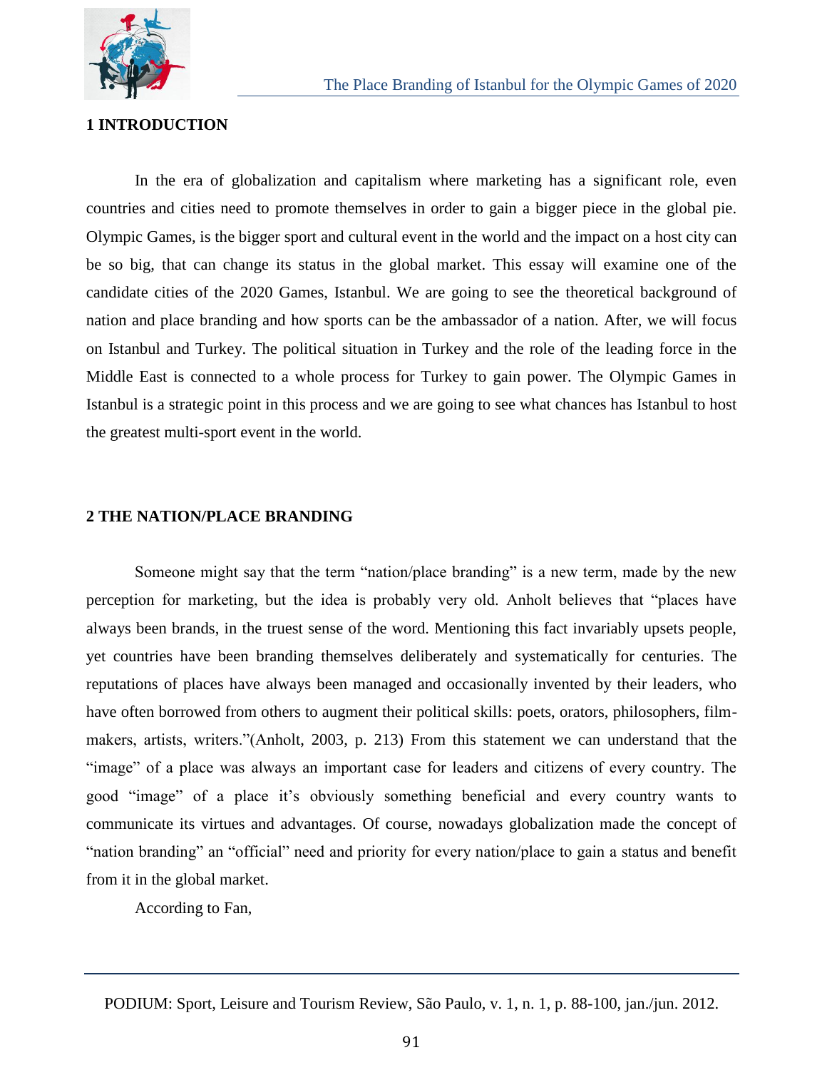## 1 INTRODUCTION

In the era of globalization and capitalism where marketing has a significant role, even countries and cities need to promote themselves in order to gain a bigger piece in the global pie. Olympic Games, is the bigger sport and cultural event in the world and the impact on a host city can be so big, that can change its status in the global market. This essay will examine one of the candidate cities of the 2020 Games, Istanbul. We are going to see the theoretical background of nation and place branding and how sports can be the ambassador of a nation. After, we will focus on Istanbul and Turkey. The political situation in Turkey and the role of the leading force in the Middle East is connected to a whole process for Turkey to gain power. The Olympic Games in Istanbul is a strategic point in this process and we are going to see what chances has Istanbul to host the greatest multi-sport event in the world.

## 2 THE NATION/PLACE BRANDING

Someone might say that the term "nation/place branding" is a new term, made by the new perception for marketing, but the idea is probably very old. Anholt believes that "places have always been brands, in the truest sense of the word. Mentioning this fact invariably upsets people, yet countries have been branding themselves deliberately and systematically for centuries. The reputations of places have always been managed and occasionally invented by their leaders, who have often borrowed from others to augment their political skills: poets, orators, philosophers, film-makers, artists, writers."(Anholt, 2003, p. 213) From this statement we can understand that the "image" of a place was always an important case for leaders and citizens of every country. The good "image" of a place it's obviously something beneficial and every country wants to communicate its virtues and advantages. Of course, nowadays globalization made the concept of "nation branding" an "official" need and priority for every nation/place to gain a status and benefit from it in the global market.

According to Fan,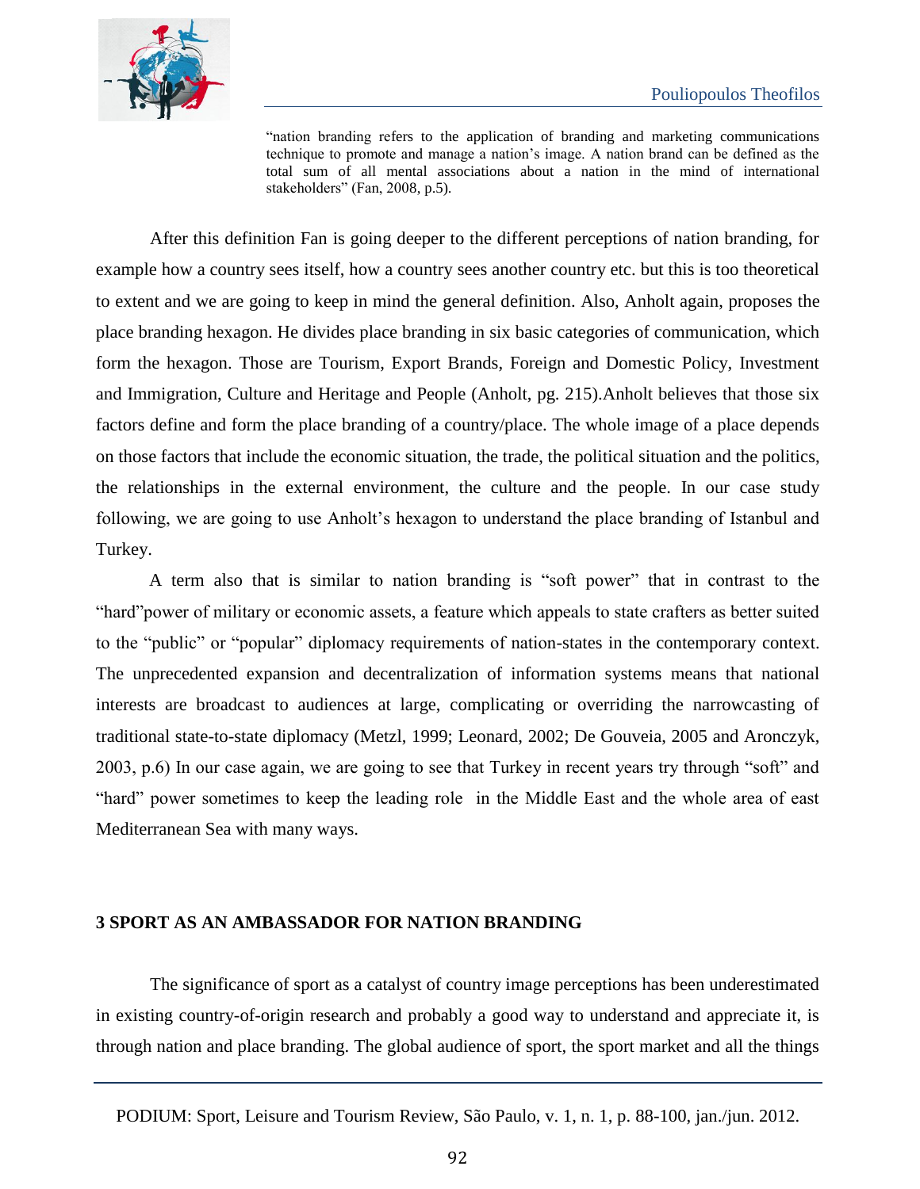> "nation branding refers to the application of branding and marketing communications technique to promote and manage a nation's image. A nation brand can be defined as the total sum of all mental associations about a nation in the mind of international stakeholders" (Fan, 2008, p.5).

After this definition Fan is going deeper to the different perceptions of nation branding, for example how a country sees itself, how a country sees another country etc. but this is too theoretical to extent and we are going to keep in mind the general definition. Also, Anholt again, proposes the place branding hexagon. He divides place branding in six basic categories of communication, which form the hexagon. Those are Tourism, Export Brands, Foreign and Domestic Policy, Investment and Immigration, Culture and Heritage and People (Anholt, pg. 215).Anholt believes that those six factors define and form the place branding of a country/place. The whole image of a place depends on those factors that include the economic situation, the trade, the political situation and the politics, the relationships in the external environment, the culture and the people. In our case study following, we are going to use Anholt's hexagon to understand the place branding of Istanbul and Turkey.

A term also that is similar to nation branding is "soft power" that in contrast to the "hard"power of military or economic assets, a feature which appeals to state crafters as better suited to the "public" or "popular" diplomacy requirements of nation-states in the contemporary context. The unprecedented expansion and decentralization of information systems means that national interests are broadcast to audiences at large, complicating or overriding the narrowcasting of traditional state-to-state diplomacy (Metzl, 1999; Leonard, 2002; De Gouveia, 2005 and Aronczyk, 2003, p.6) In our case again, we are going to see that Turkey in recent years try through "soft" and "hard" power sometimes to keep the leading role in the Middle East and the whole area of east Mediterranean Sea with many ways.

## 3 SPORT AS AN AMBASSADOR FOR NATION BRANDING

The significance of sport as a catalyst of country image perceptions has been underestimated in existing country-of-origin research and probably a good way to understand and appreciate it, is through nation and place branding. The global audience of sport, the sport market and all the things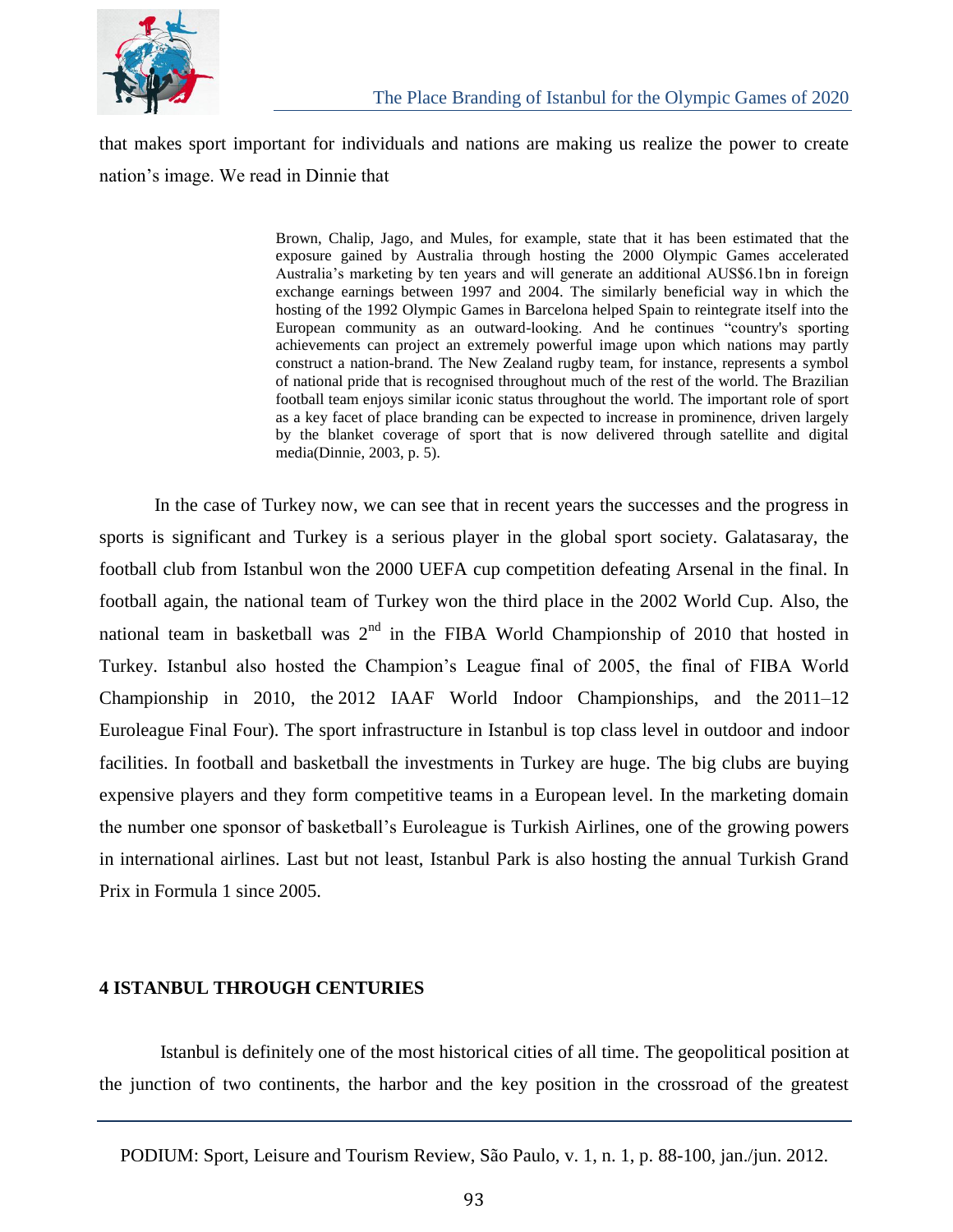that makes sport important for individuals and nations are making us realize the power to create nation's image. We read in Dinnie that

> Brown, Chalip, Jago, and Mules, for example, state that it has been estimated that the exposure gained by Australia through hosting the 2000 Olympic Games accelerated Australia's marketing by ten years and will generate an additional AUS$6.1bn in foreign exchange earnings between 1997 and 2004. The similarly beneficial way in which the hosting of the 1992 Olympic Games in Barcelona helped Spain to reintegrate itself into the European community as an outward-looking. And he continues "country's sporting achievements can project an extremely powerful image upon which nations may partly construct a nation-brand. The New Zealand rugby team, for instance, represents a symbol of national pride that is recognised throughout much of the rest of the world. The Brazilian football team enjoys similar iconic status throughout the world. The important role of sport as a key facet of place branding can be expected to increase in prominence, driven largely by the blanket coverage of sport that is now delivered through satellite and digital media(Dinnie, 2003, p. 5).

In the case of Turkey now, we can see that in recent years the successes and the progress in sports is significant and Turkey is a serious player in the global sport society. Galatasaray, the football club from Istanbul won the 2000 UEFA cup competition defeating Arsenal in the final. In football again, the national team of Turkey won the third place in the 2002 World Cup. Also, the national team in basketball was 2nd in the FIBA World Championship of 2010 that hosted in Turkey. Istanbul also hosted the Champion's League final of 2005, the final of FIBA World Championship in 2010, the 2012 IAAF World Indoor Championships, and the 2011–12 Euroleague Final Four). The sport infrastructure in Istanbul is top class level in outdoor and indoor facilities. In football and basketball the investments in Turkey are huge. The big clubs are buying expensive players and they form competitive teams in a European level. In the marketing domain the number one sponsor of basketball's Euroleague is Turkish Airlines, one of the growing powers in international airlines. Last but not least, Istanbul Park is also hosting the annual Turkish Grand Prix in Formula 1 since 2005.

## 4 ISTANBUL THROUGH CENTURIES

Istanbul is definitely one of the most historical cities of all time. The geopolitical position at the junction of two continents, the harbor and the key position in the crossroad of the greatest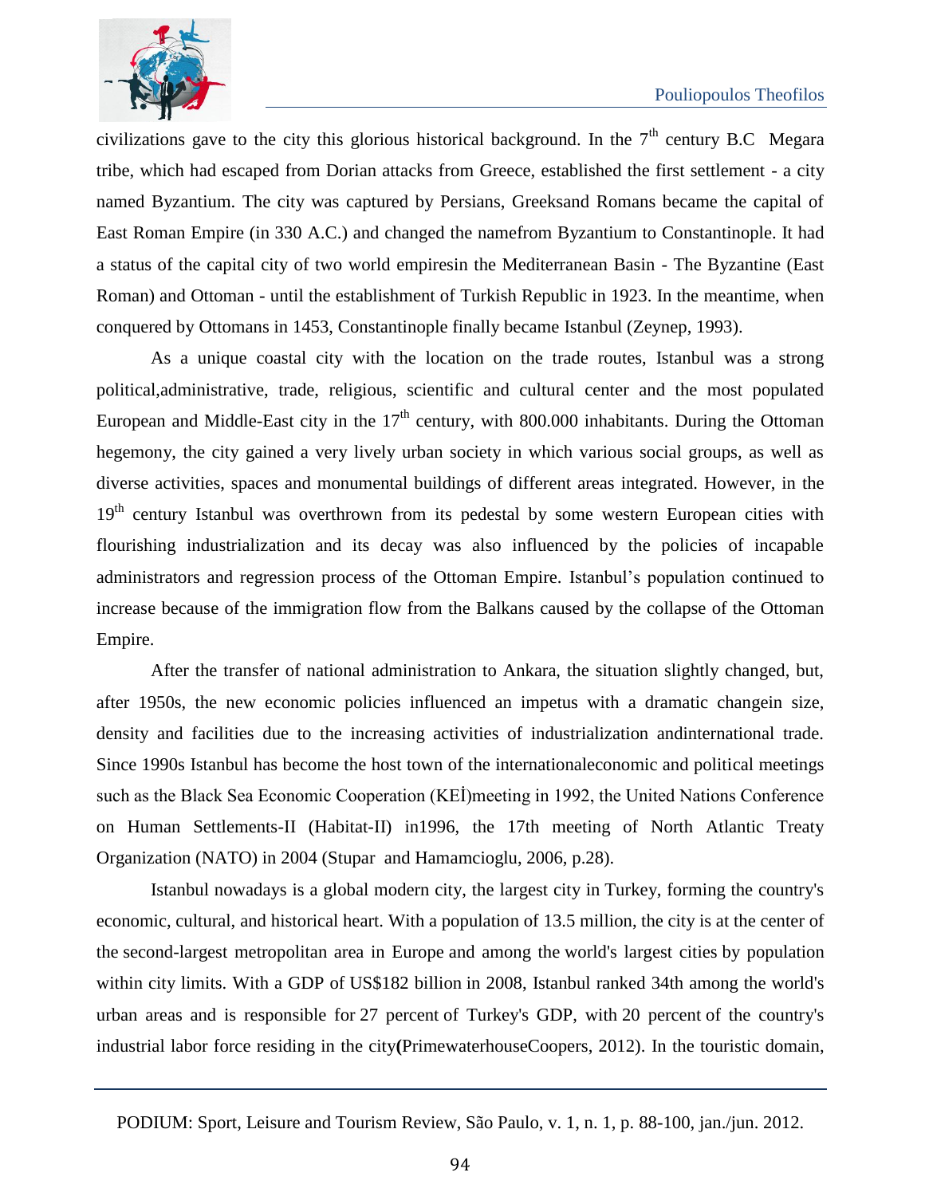civilizations gave to the city this glorious historical background. In the 7th century B.C Megara tribe, which had escaped from Dorian attacks from Greece, established the first settlement - a city named Byzantium. The city was captured by Persians, Greeksand Romans became the capital of East Roman Empire (in 330 A.C.) and changed the namefrom Byzantium to Constantinople. It had a status of the capital city of two world empiresin the Mediterranean Basin - The Byzantine (East Roman) and Ottoman - until the establishment of Turkish Republic in 1923. In the meantime, when conquered by Ottomans in 1453, Constantinople finally became Istanbul (Zeynep, 1993).

As a unique coastal city with the location on the trade routes, Istanbul was a strong political,administrative, trade, religious, scientific and cultural center and the most populated European and Middle-East city in the 17th century, with 800.000 inhabitants. During the Ottoman hegemony, the city gained a very lively urban society in which various social groups, as well as diverse activities, spaces and monumental buildings of different areas integrated. However, in the 19th century Istanbul was overthrown from its pedestal by some western European cities with flourishing industrialization and its decay was also influenced by the policies of incapable administrators and regression process of the Ottoman Empire. Istanbul's population continued to increase because of the immigration flow from the Balkans caused by the collapse of the Ottoman Empire.

After the transfer of national administration to Ankara, the situation slightly changed, but, after 1950s, the new economic policies influenced an impetus with a dramatic changein size, density and facilities due to the increasing activities of industrialization andinternational trade. Since 1990s Istanbul has become the host town of the internationaleconomic and political meetings such as the Black Sea Economic Cooperation (KEİ)meeting in 1992, the United Nations Conference on Human Settlements-II (Habitat-II) in1996, the 17th meeting of North Atlantic Treaty Organization (NATO) in 2004 (Stupar and Hamamcioglu, 2006, p.28).

Istanbul nowadays is a global modern city, the largest city in Turkey, forming the country's economic, cultural, and historical heart. With a population of 13.5 million, the city is at the center of the second-largest metropolitan area in Europe and among the world's largest cities by population within city limits. With a GDP of US$182 billion in 2008, Istanbul ranked 34th among the world's urban areas and is responsible for 27 percent of Turkey's GDP, with 20 percent of the country's industrial labor force residing in the city**(**PrimewaterhouseCoopers, 2012). In the touristic domain,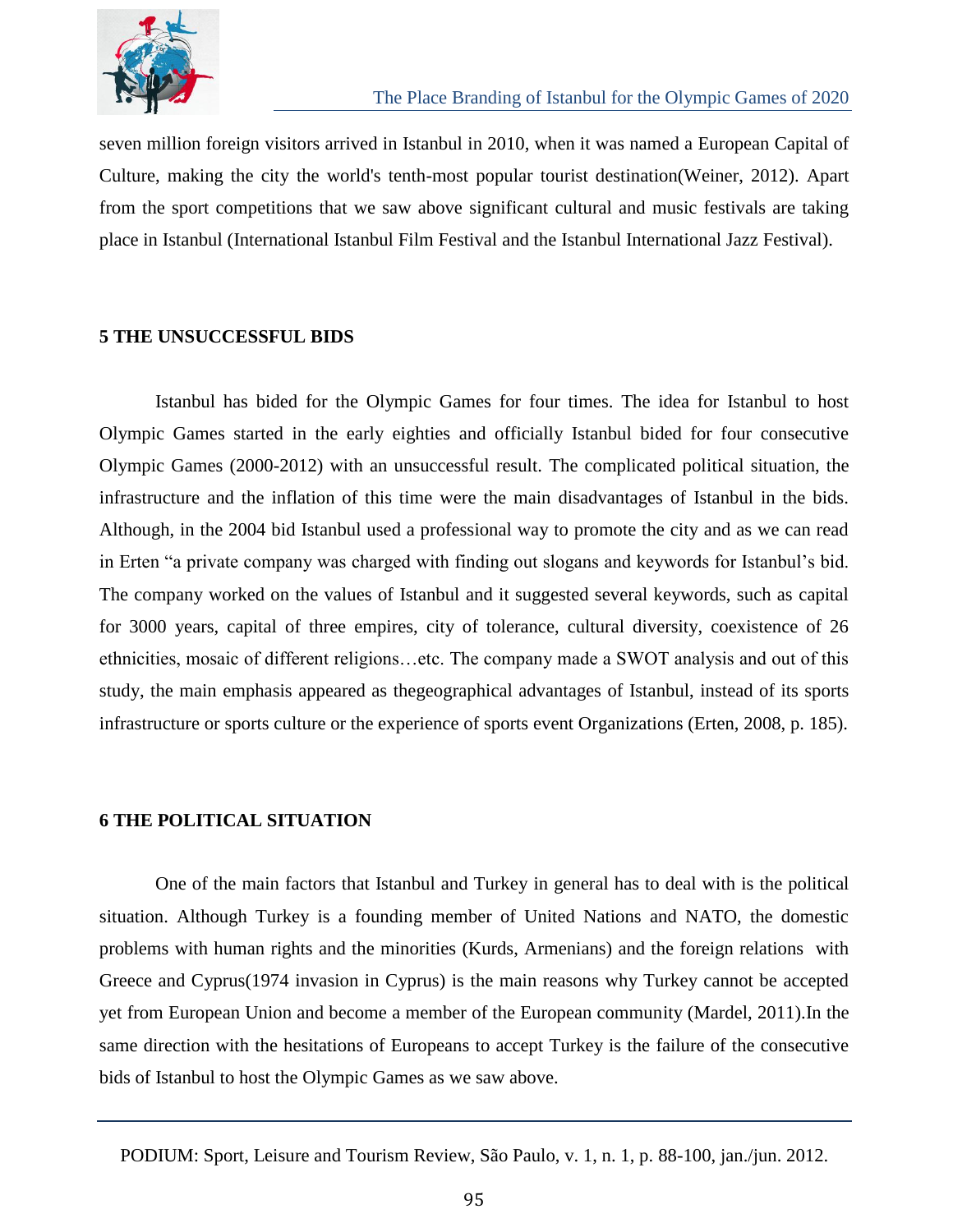seven million foreign visitors arrived in Istanbul in 2010, when it was named a European Capital of Culture, making the city the world's tenth-most popular tourist destination(Weiner, 2012). Apart from the sport competitions that we saw above significant cultural and music festivals are taking place in Istanbul (International Istanbul Film Festival and the Istanbul International Jazz Festival).

## 5 THE UNSUCCESSFUL BIDS

Istanbul has bided for the Olympic Games for four times. The idea for Istanbul to host Olympic Games started in the early eighties and officially Istanbul bided for four consecutive Olympic Games (2000-2012) with an unsuccessful result. The complicated political situation, the infrastructure and the inflation of this time were the main disadvantages of Istanbul in the bids. Although, in the 2004 bid Istanbul used a professional way to promote the city and as we can read in Erten "a private company was charged with finding out slogans and keywords for Istanbul's bid. The company worked on the values of Istanbul and it suggested several keywords, such as capital for 3000 years, capital of three empires, city of tolerance, cultural diversity, coexistence of 26 ethnicities, mosaic of different religions…etc. The company made a SWOT analysis and out of this study, the main emphasis appeared as thegeographical advantages of Istanbul, instead of its sports infrastructure or sports culture or the experience of sports event Organizations (Erten, 2008, p. 185).

## 6 THE POLITICAL SITUATION

One of the main factors that Istanbul and Turkey in general has to deal with is the political situation. Although Turkey is a founding member of United Nations and NATO, the domestic problems with human rights and the minorities (Kurds, Armenians) and the foreign relations with Greece and Cyprus(1974 invasion in Cyprus) is the main reasons why Turkey cannot be accepted yet from European Union and become a member of the European community (Mardel, 2011).In the same direction with the hesitations of Europeans to accept Turkey is the failure of the consecutive bids of Istanbul to host the Olympic Games as we saw above.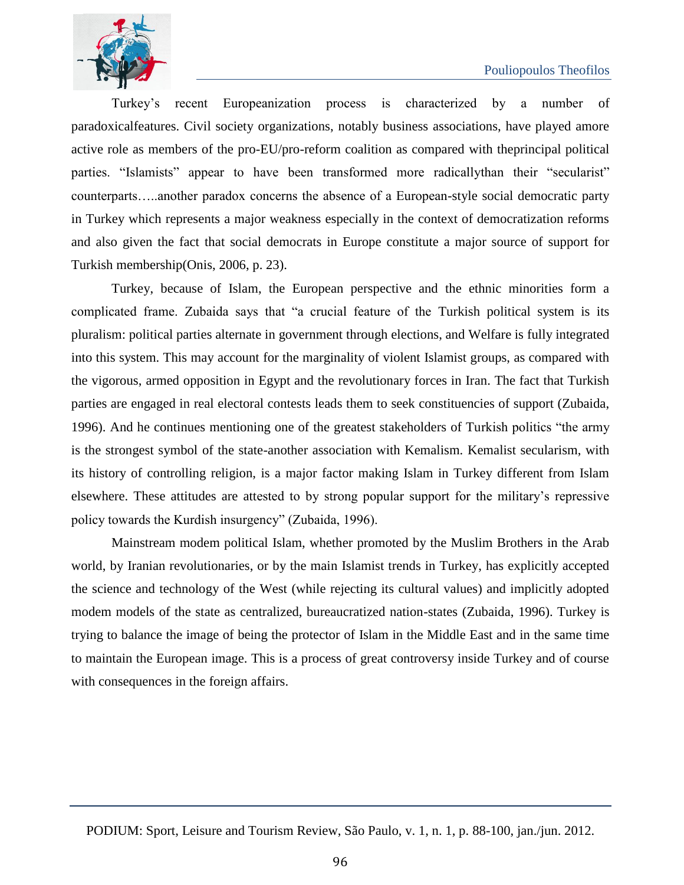Turkey's recent Europeanization process is characterized by a number of paradoxicalfeatures. Civil society organizations, notably business associations, have played amore active role as members of the pro-EU/pro-reform coalition as compared with theprincipal political parties. "Islamists" appear to have been transformed more radicallythan their "secularist" counterparts…..another paradox concerns the absence of a European-style social democratic party in Turkey which represents a major weakness especially in the context of democratization reforms and also given the fact that social democrats in Europe constitute a major source of support for Turkish membership(Onis, 2006, p. 23).

Turkey, because of Islam, the European perspective and the ethnic minorities form a complicated frame. Zubaida says that "a crucial feature of the Turkish political system is its pluralism: political parties alternate in government through elections, and Welfare is fully integrated into this system. This may account for the marginality of violent Islamist groups, as compared with the vigorous, armed opposition in Egypt and the revolutionary forces in Iran. The fact that Turkish parties are engaged in real electoral contests leads them to seek constituencies of support (Zubaida, 1996). And he continues mentioning one of the greatest stakeholders of Turkish politics "the army is the strongest symbol of the state-another association with Kemalism. Kemalist secularism, with its history of controlling religion, is a major factor making Islam in Turkey different from Islam elsewhere. These attitudes are attested to by strong popular support for the military's repressive policy towards the Kurdish insurgency" (Zubaida, 1996).

Mainstream modem political Islam, whether promoted by the Muslim Brothers in the Arab world, by Iranian revolutionaries, or by the main Islamist trends in Turkey, has explicitly accepted the science and technology of the West (while rejecting its cultural values) and implicitly adopted modem models of the state as centralized, bureaucratized nation-states (Zubaida, 1996). Turkey is trying to balance the image of being the protector of Islam in the Middle East and in the same time to maintain the European image. This is a process of great controversy inside Turkey and of course with consequences in the foreign affairs.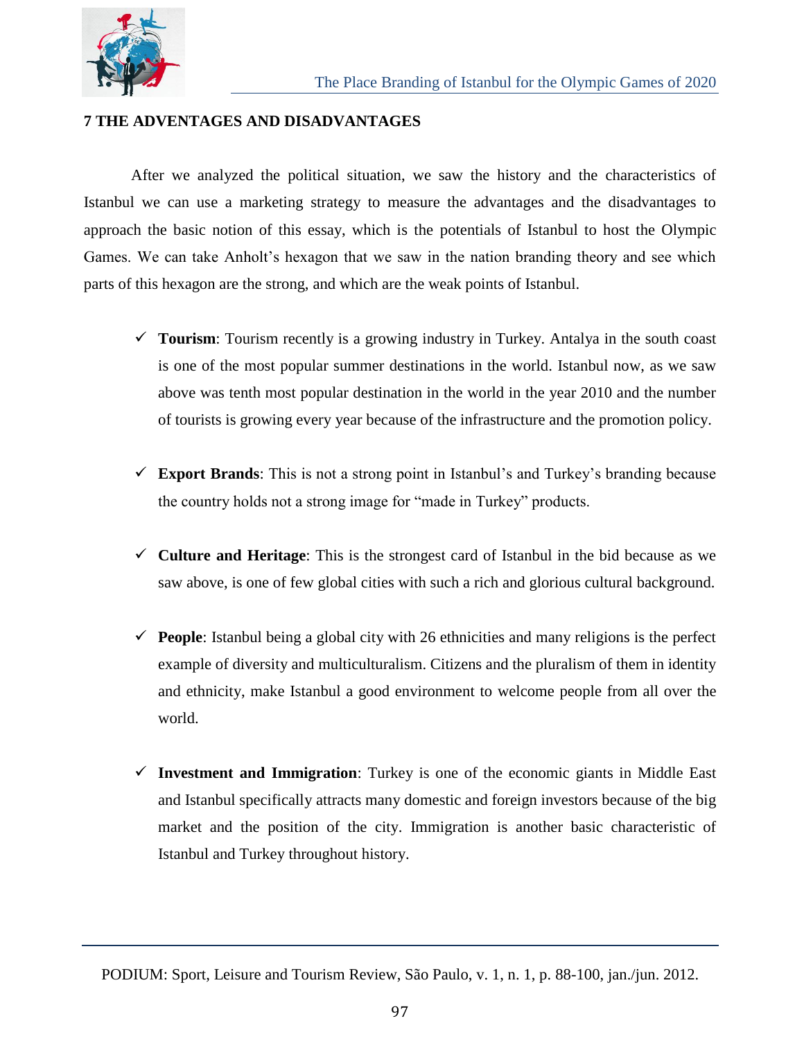## 7 THE ADVANTAGES AND DISADVANTAGES

After we analyzed the political situation, we saw the history and the characteristics of Istanbul we can use a marketing strategy to measure the advantages and the disadvantages to approach the basic notion of this essay, which is the potentials of Istanbul to host the Olympic Games. We can take Anholt's hexagon that we saw in the nation branding theory and see which parts of this hexagon are the strong, and which are the weak points of Istanbul.

- ✓ **Tourism**: Tourism recently is a growing industry in Turkey. Antalya in the south coast is one of the most popular summer destinations in the world. Istanbul now, as we saw above was tenth most popular destination in the world in the year 2010 and the number of tourists is growing every year because of the infrastructure and the promotion policy.

- ✓ **Export Brands**: This is not a strong point in Istanbul's and Turkey's branding because the country holds not a strong image for "made in Turkey" products.

- ✓ **Culture and Heritage**: This is the strongest card of Istanbul in the bid because as we saw above, is one of few global cities with such a rich and glorious cultural background.

- ✓ **People**: Istanbul being a global city with 26 ethnicities and many religions is the perfect example of diversity and multiculturalism. Citizens and the pluralism of them in identity and ethnicity, make Istanbul a good environment to welcome people from all over the world.

- ✓ **Investment and Immigration**: Turkey is one of the economic giants in Middle East and Istanbul specifically attracts many domestic and foreign investors because of the big market and the position of the city. Immigration is another basic characteristic of Istanbul and Turkey throughout history.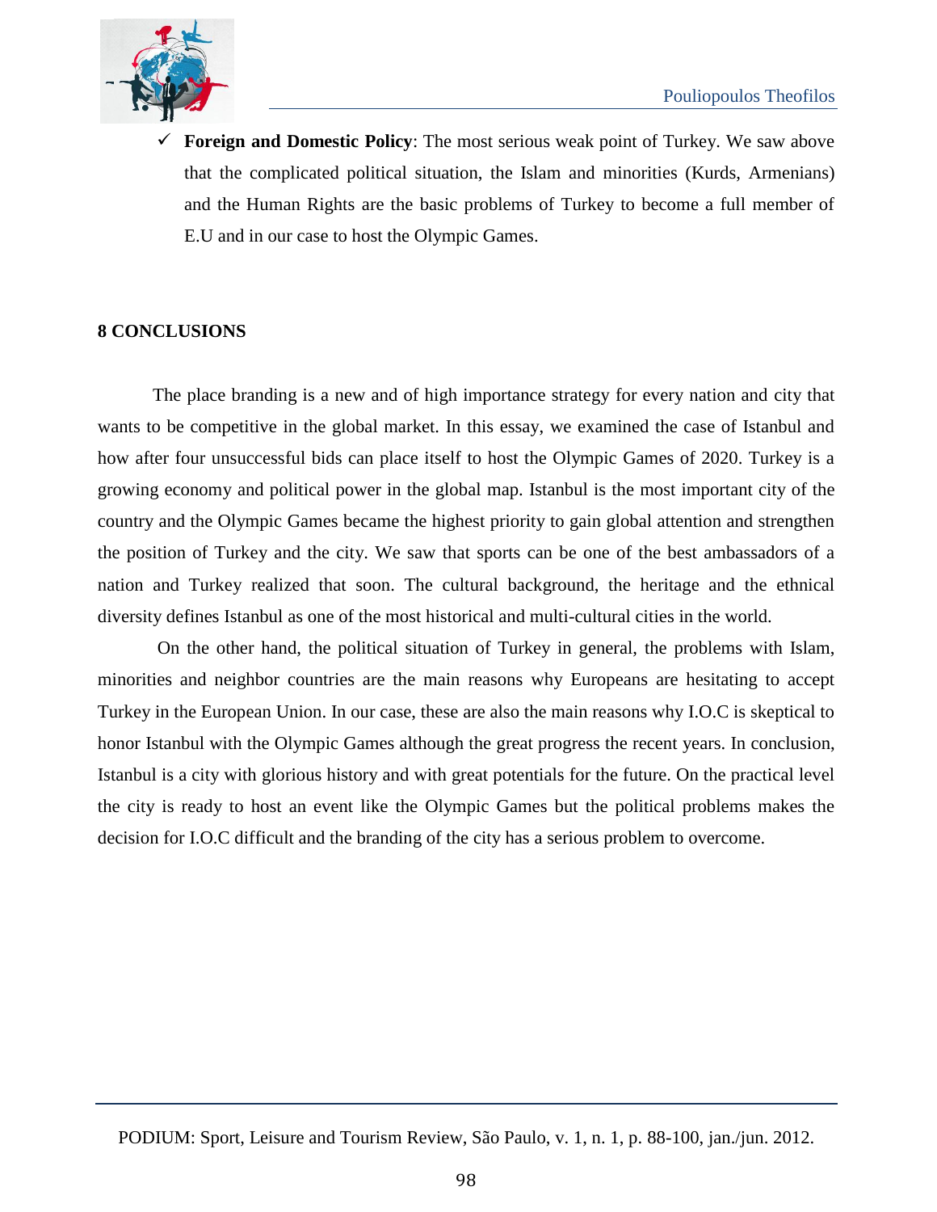- ✓ **Foreign and Domestic Policy**: The most serious weak point of Turkey. We saw above that the complicated political situation, the Islam and minorities (Kurds, Armenians) and the Human Rights are the basic problems of Turkey to become a full member of E.U and in our case to host the Olympic Games.

## 8 CONCLUSIONS

The place branding is a new and of high importance strategy for every nation and city that wants to be competitive in the global market. In this essay, we examined the case of Istanbul and how after four unsuccessful bids can place itself to host the Olympic Games of 2020. Turkey is a growing economy and political power in the global map. Istanbul is the most important city of the country and the Olympic Games became the highest priority to gain global attention and strengthen the position of Turkey and the city. We saw that sports can be one of the best ambassadors of a nation and Turkey realized that soon. The cultural background, the heritage and the ethnical diversity defines Istanbul as one of the most historical and multi-cultural cities in the world.

On the other hand, the political situation of Turkey in general, the problems with Islam, minorities and neighbor countries are the main reasons why Europeans are hesitating to accept Turkey in the European Union. In our case, these are also the main reasons why I.O.C is skeptical to honor Istanbul with the Olympic Games although the great progress the recent years. In conclusion, Istanbul is a city with glorious history and with great potentials for the future. On the practical level the city is ready to host an event like the Olympic Games but the political problems makes the decision for I.O.C difficult and the branding of the city has a serious problem to overcome.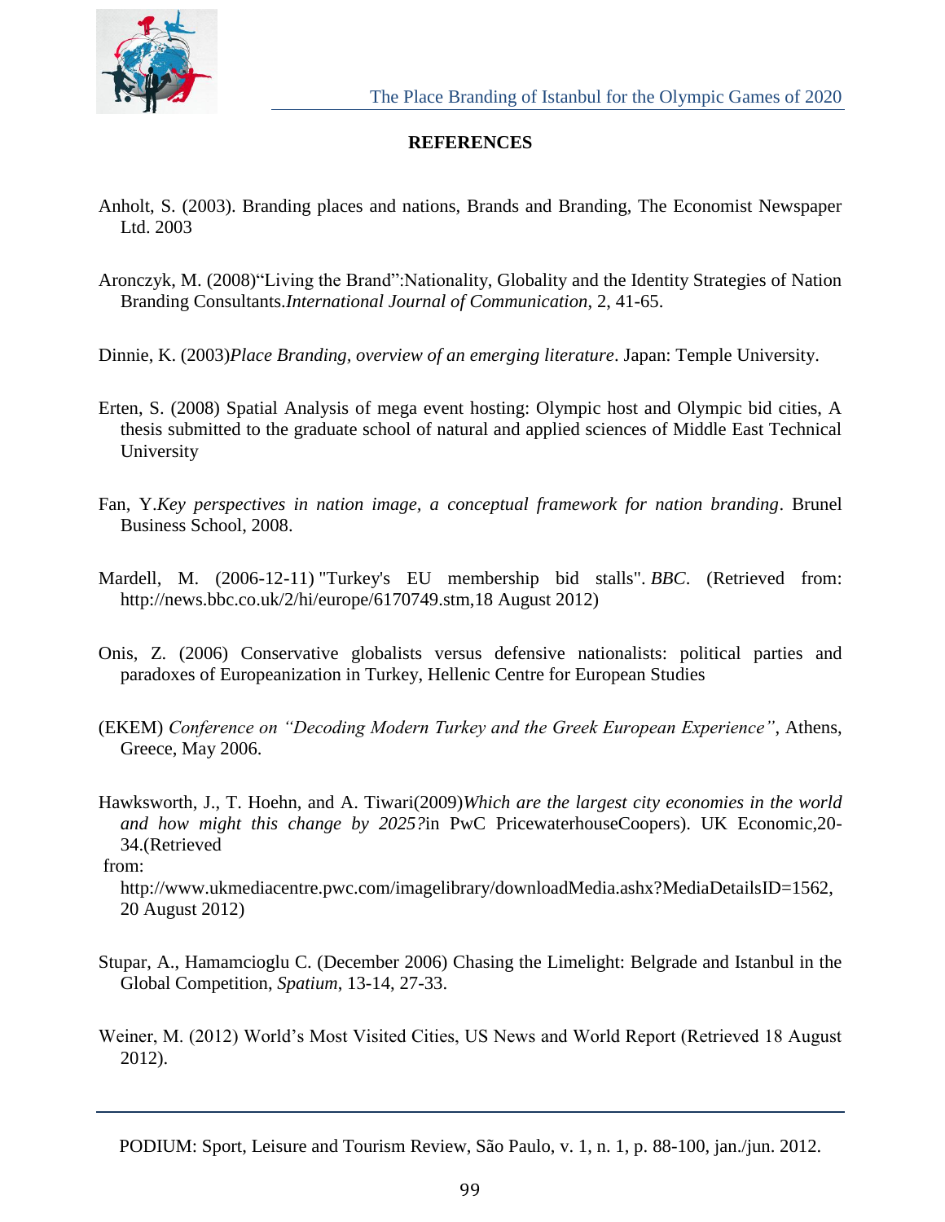## REFERENCES

Anholt, S. (2003). Branding places and nations, Brands and Branding, The Economist Newspaper Ltd. 2003

Aronczyk, M. (2008)"Living the Brand":Nationality, Globality and the Identity Strategies of Nation Branding Consultants.*International Journal of Communication*, 2, 41-65.

Dinnie, K. (2003)*Place Branding, overview of an emerging literature*. Japan: Temple University.

Erten, S. (2008) Spatial Analysis of mega event hosting: Olympic host and Olympic bid cities, A thesis submitted to the graduate school of natural and applied sciences of Middle East Technical University

Fan, Y.*Key perspectives in nation image, a conceptual framework for nation branding*. Brunel Business School, 2008.

Mardell, M. (2006-12-11) "Turkey's EU membership bid stalls". *BBC*. (Retrieved from: http://news.bbc.co.uk/2/hi/europe/6170749.stm,18 August 2012)

Onis, Z. (2006) Conservative globalists versus defensive nationalists: political parties and paradoxes of Europeanization in Turkey, Hellenic Centre for European Studies

(EKEM) *Conference on "Decoding Modern Turkey and the Greek European Experience"*, Athens, Greece, May 2006.

Hawksworth, J., T. Hoehn, and A. Tiwari(2009)*Which are the largest city economies in the world and how might this change by 2025?*in PwC PricewaterhouseCoopers). UK Economic,20-34.(Retrieved from: http://www.ukmediacentre.pwc.com/imagelibrary/downloadMedia.ashx?MediaDetailsID=1562, 20 August 2012)

Stupar, A., Hamamcioglu C. (December 2006) Chasing the Limelight: Belgrade and Istanbul in the Global Competition, *Spatium*, 13-14, 27-33.

Weiner, M. (2012) World's Most Visited Cities, US News and World Report (Retrieved 18 August 2012).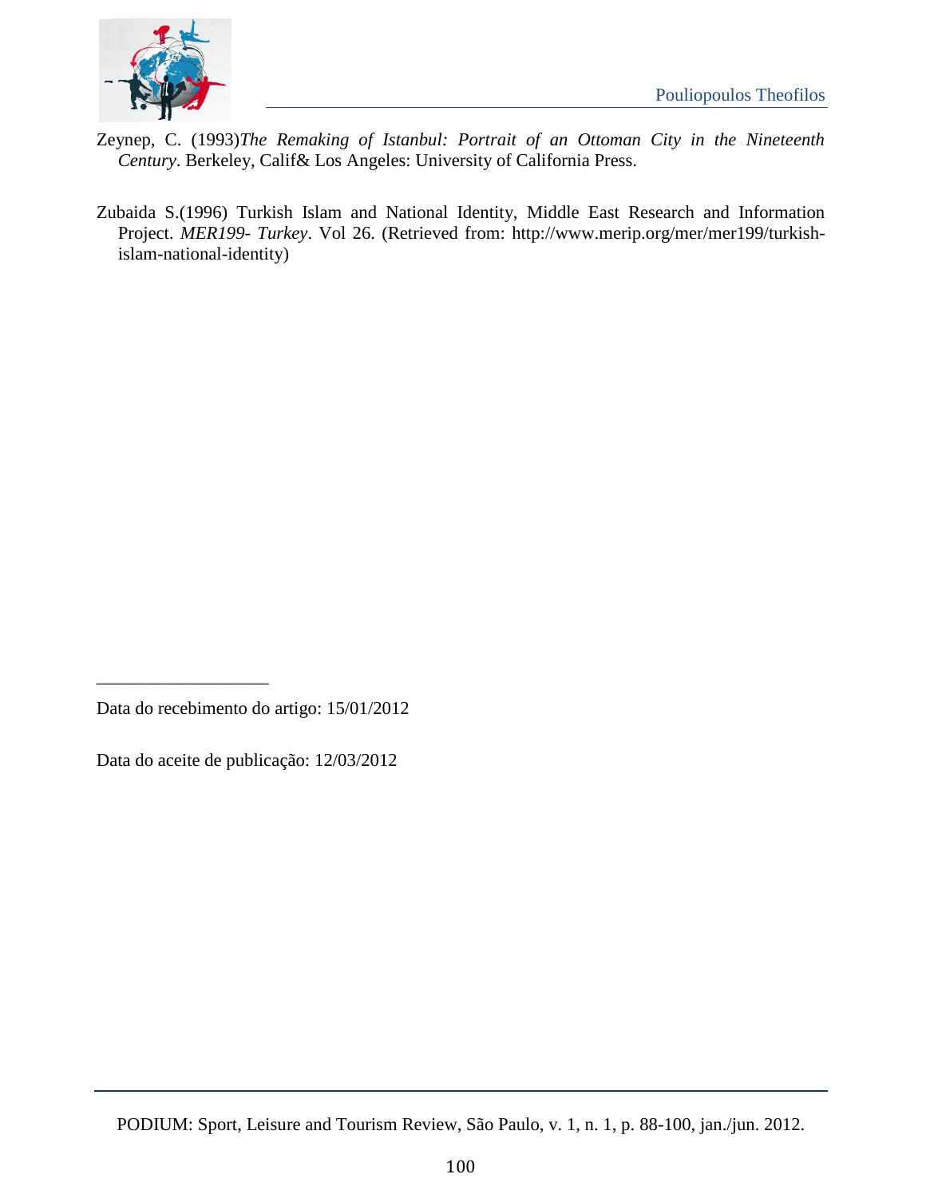Zeynep, C. (1993)*The Remaking of Istanbul: Portrait of an Ottoman City in the Nineteenth Century*. Berkeley, Calif& Los Angeles: University of California Press.

Zubaida S.(1996) Turkish Islam and National Identity, Middle East Research and Information Project. *MER199- Turkey*. Vol 26. (Retrieved from: http://www.merip.org/mer/mer199/turkish-islam-national-identity)

___________________

Data do recebimento do artigo: 15/01/2012

Data do aceite de publicação: 12/03/2012